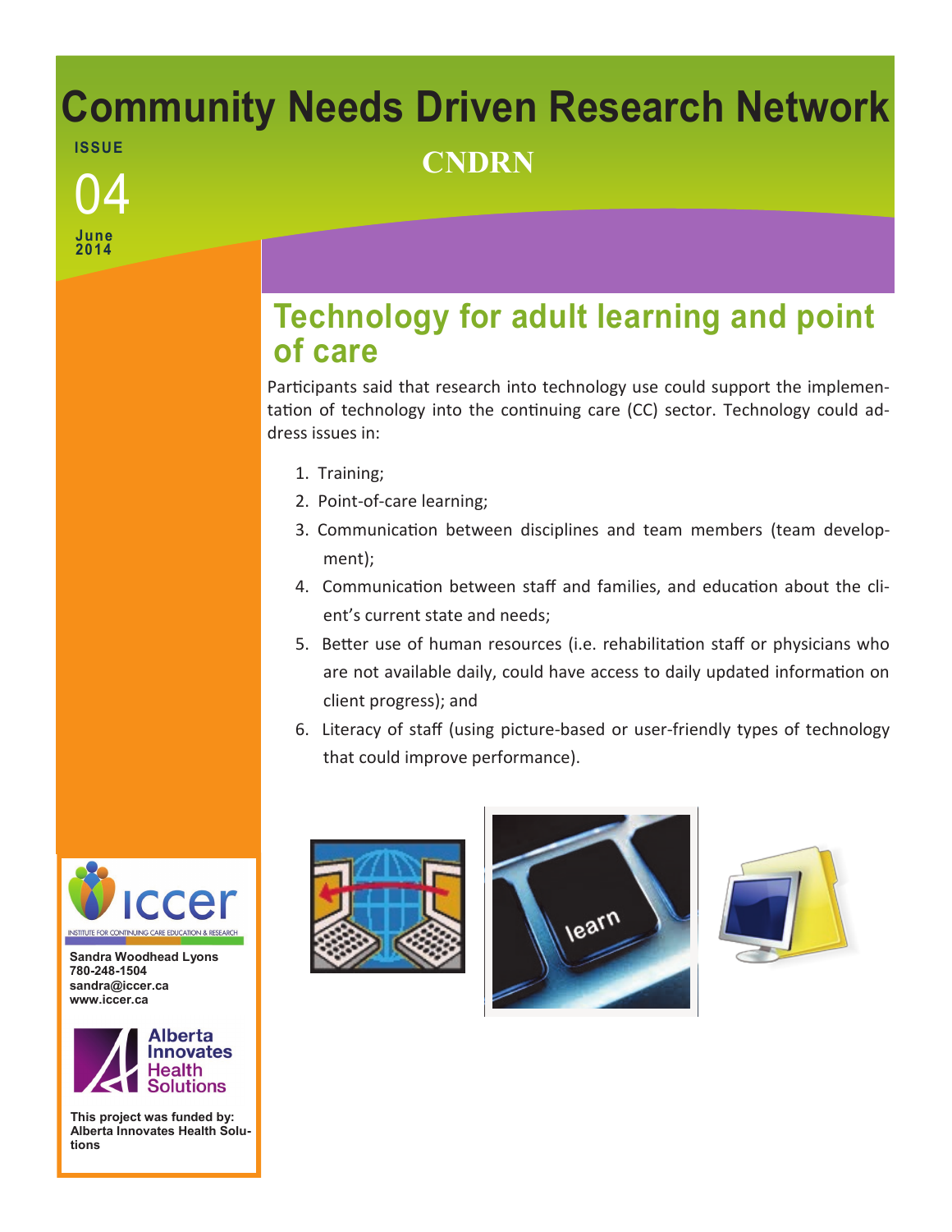# Community Needs Driven Research Network

**ISSUE**

04

**June 2014**

## CNDRN

## Technology for adult learning and point of care

Participants said that research into technology use could support the implementation of technology into the continuing care (CC) sector. Technology could address issues in:

1. Training;
2. Point-of-care learning;
3. Communication between disciplines and team members (team development);
4. Communication between staff and families, and education about the client's current state and needs;
5. Better use of human resources (i.e. rehabilitation staff or physicians who are not available daily, could have access to daily updated information on client progress); and
6. Literacy of staff (using picture-based or user-friendly types of technology that could improve performance).

iccer
INSTITUTE FOR CONTINUING CARE EDUCATION & RESEARCH

**Sandra Woodhead Lyons**
**780-248-1504**
**sandra@iccer.ca**
**www.iccer.ca**

Alberta Innovates Health Solutions

**This project was funded by: Alberta Innovates Health Solutions**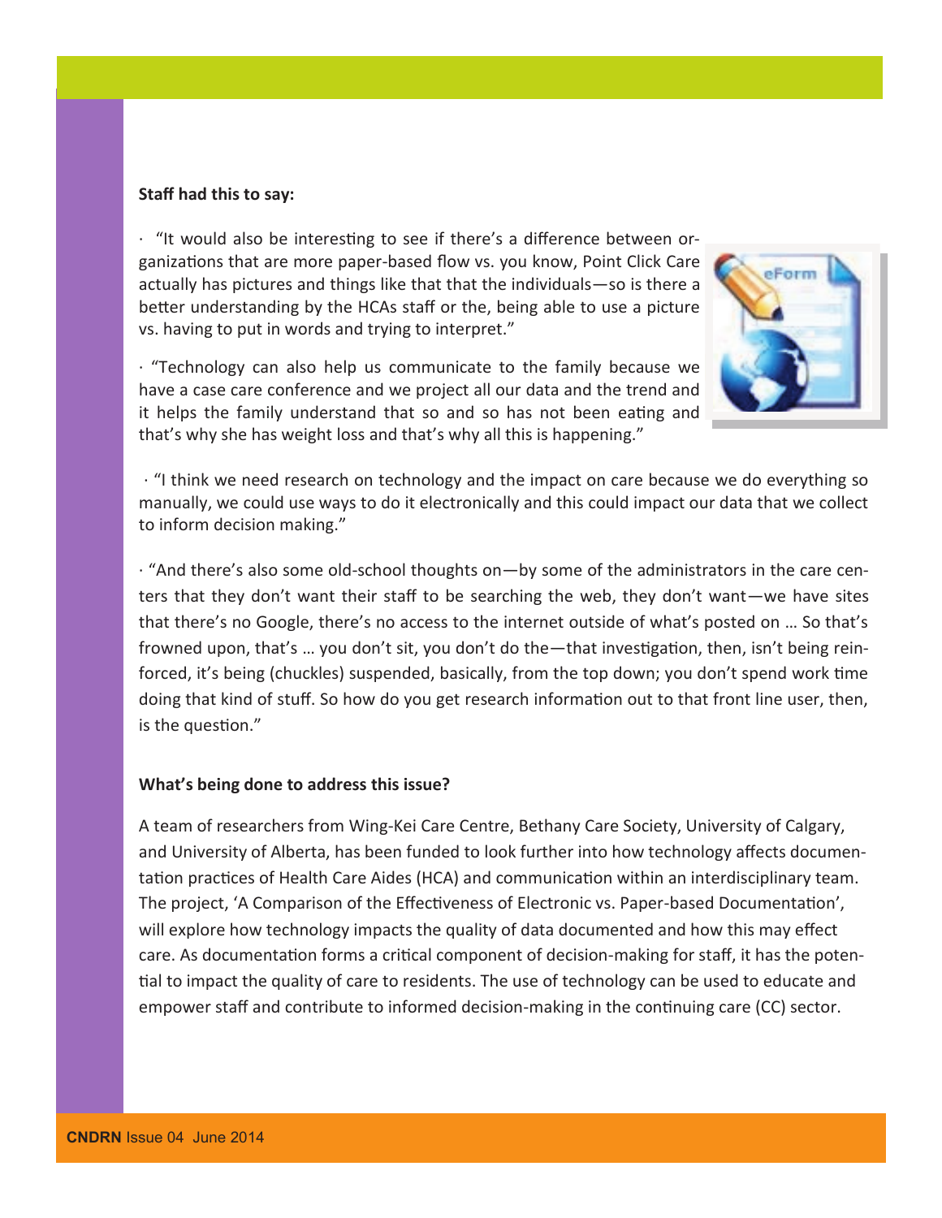**Staff had this to say:**

· "It would also be interesting to see if there's a difference between organizations that are more paper-based flow vs. you know, Point Click Care actually has pictures and things like that that the individuals—so is there a better understanding by the HCAs staff or the, being able to use a picture vs. having to put in words and trying to interpret."

· "Technology can also help us communicate to the family because we have a case care conference and we project all our data and the trend and it helps the family understand that so and so has not been eating and that's why she has weight loss and that's why all this is happening."

· "I think we need research on technology and the impact on care because we do everything so manually, we could use ways to do it electronically and this could impact our data that we collect to inform decision making."

· "And there's also some old-school thoughts on—by some of the administrators in the care centers that they don't want their staff to be searching the web, they don't want—we have sites that there's no Google, there's no access to the internet outside of what's posted on … So that's frowned upon, that's … you don't sit, you don't do the—that investigation, then, isn't being reinforced, it's being (chuckles) suspended, basically, from the top down; you don't spend work time doing that kind of stuff. So how do you get research information out to that front line user, then, is the question."

**What's being done to address this issue?**

A team of researchers from Wing-Kei Care Centre, Bethany Care Society, University of Calgary, and University of Alberta, has been funded to look further into how technology affects documentation practices of Health Care Aides (HCA) and communication within an interdisciplinary team. The project, 'A Comparison of the Effectiveness of Electronic vs. Paper-based Documentation', will explore how technology impacts the quality of data documented and how this may effect care. As documentation forms a critical component of decision-making for staff, it has the potential to impact the quality of care to residents. The use of technology can be used to educate and empower staff and contribute to informed decision-making in the continuing care (CC) sector.